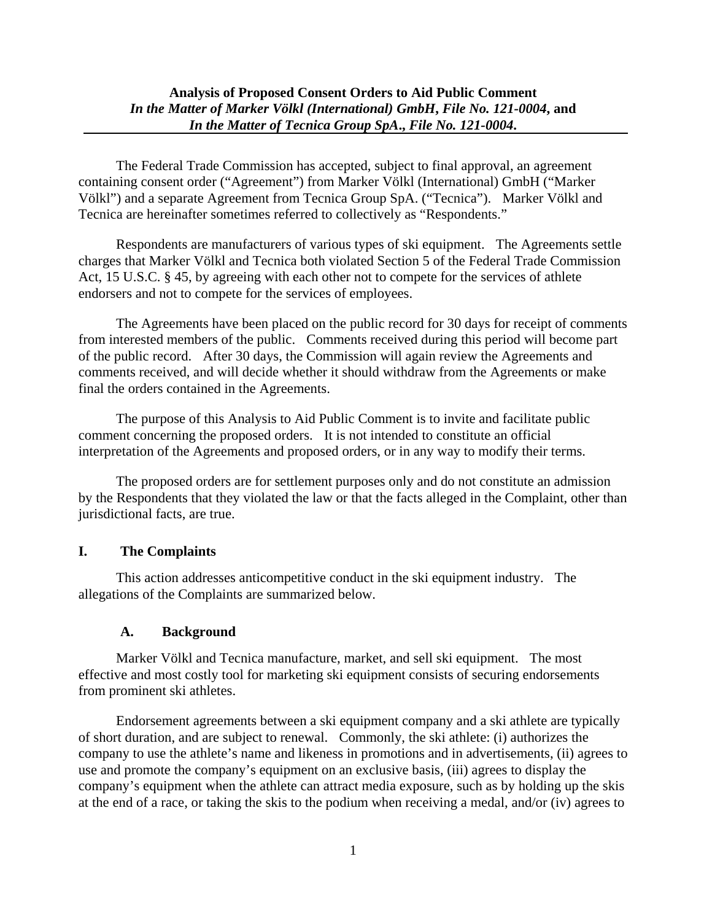**Analysis of Proposed Consent Orders to Aid Public Comment**
***In the Matter of Marker Völkl (International) GmbH, File No. 121-0004*, and**
***In the Matter of Tecnica Group SpA., File No. 121-0004*.**

The Federal Trade Commission has accepted, subject to final approval, an agreement containing consent order ("Agreement") from Marker Völkl (International) GmbH ("Marker Völkl") and a separate Agreement from Tecnica Group SpA. ("Tecnica"). Marker Völkl and Tecnica are hereinafter sometimes referred to collectively as "Respondents."

Respondents are manufacturers of various types of ski equipment. The Agreements settle charges that Marker Völkl and Tecnica both violated Section 5 of the Federal Trade Commission Act, 15 U.S.C. § 45, by agreeing with each other not to compete for the services of athlete endorsers and not to compete for the services of employees.

The Agreements have been placed on the public record for 30 days for receipt of comments from interested members of the public. Comments received during this period will become part of the public record. After 30 days, the Commission will again review the Agreements and comments received, and will decide whether it should withdraw from the Agreements or make final the orders contained in the Agreements.

The purpose of this Analysis to Aid Public Comment is to invite and facilitate public comment concerning the proposed orders. It is not intended to constitute an official interpretation of the Agreements and proposed orders, or in any way to modify their terms.

The proposed orders are for settlement purposes only and do not constitute an admission by the Respondents that they violated the law or that the facts alleged in the Complaint, other than jurisdictional facts, are true.

## I. The Complaints

This action addresses anticompetitive conduct in the ski equipment industry. The allegations of the Complaints are summarized below.

### A. Background

Marker Völkl and Tecnica manufacture, market, and sell ski equipment. The most effective and most costly tool for marketing ski equipment consists of securing endorsements from prominent ski athletes.

Endorsement agreements between a ski equipment company and a ski athlete are typically of short duration, and are subject to renewal. Commonly, the ski athlete: (i) authorizes the company to use the athlete's name and likeness in promotions and in advertisements, (ii) agrees to use and promote the company's equipment on an exclusive basis, (iii) agrees to display the company's equipment when the athlete can attract media exposure, such as by holding up the skis at the end of a race, or taking the skis to the podium when receiving a medal, and/or (iv) agrees to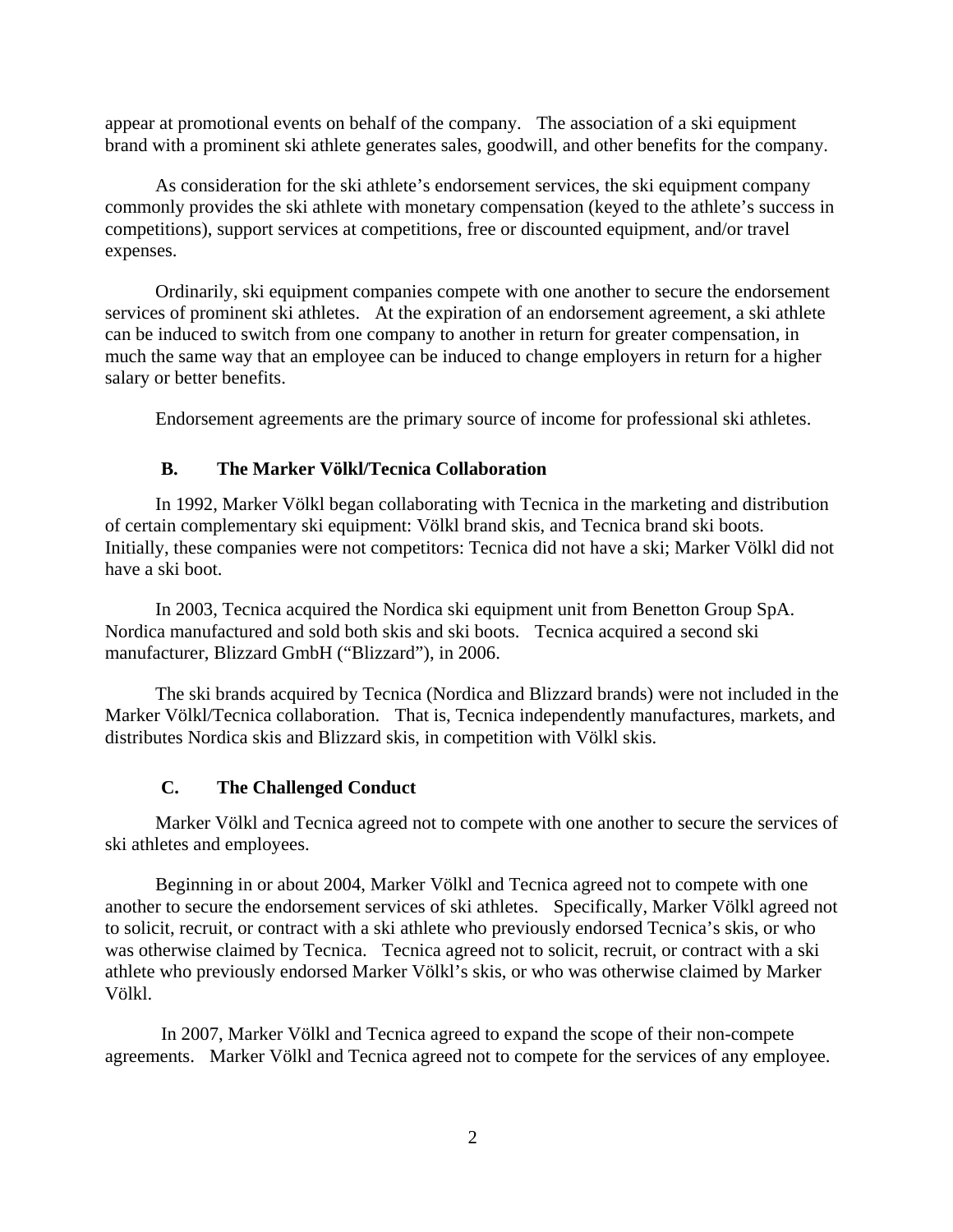appear at promotional events on behalf of the company. The association of a ski equipment brand with a prominent ski athlete generates sales, goodwill, and other benefits for the company.

As consideration for the ski athlete's endorsement services, the ski equipment company commonly provides the ski athlete with monetary compensation (keyed to the athlete's success in competitions), support services at competitions, free or discounted equipment, and/or travel expenses.

Ordinarily, ski equipment companies compete with one another to secure the endorsement services of prominent ski athletes. At the expiration of an endorsement agreement, a ski athlete can be induced to switch from one company to another in return for greater compensation, in much the same way that an employee can be induced to change employers in return for a higher salary or better benefits.

Endorsement agreements are the primary source of income for professional ski athletes.

### B. The Marker Völkl/Tecnica Collaboration

In 1992, Marker Völkl began collaborating with Tecnica in the marketing and distribution of certain complementary ski equipment: Völkl brand skis, and Tecnica brand ski boots. Initially, these companies were not competitors: Tecnica did not have a ski; Marker Völkl did not have a ski boot.

In 2003, Tecnica acquired the Nordica ski equipment unit from Benetton Group SpA. Nordica manufactured and sold both skis and ski boots. Tecnica acquired a second ski manufacturer, Blizzard GmbH ("Blizzard"), in 2006.

The ski brands acquired by Tecnica (Nordica and Blizzard brands) were not included in the Marker Völkl/Tecnica collaboration. That is, Tecnica independently manufactures, markets, and distributes Nordica skis and Blizzard skis, in competition with Völkl skis.

### C. The Challenged Conduct

Marker Völkl and Tecnica agreed not to compete with one another to secure the services of ski athletes and employees.

Beginning in or about 2004, Marker Völkl and Tecnica agreed not to compete with one another to secure the endorsement services of ski athletes. Specifically, Marker Völkl agreed not to solicit, recruit, or contract with a ski athlete who previously endorsed Tecnica's skis, or who was otherwise claimed by Tecnica. Tecnica agreed not to solicit, recruit, or contract with a ski athlete who previously endorsed Marker Völkl's skis, or who was otherwise claimed by Marker Völkl.

In 2007, Marker Völkl and Tecnica agreed to expand the scope of their non-compete agreements. Marker Völkl and Tecnica agreed not to compete for the services of any employee.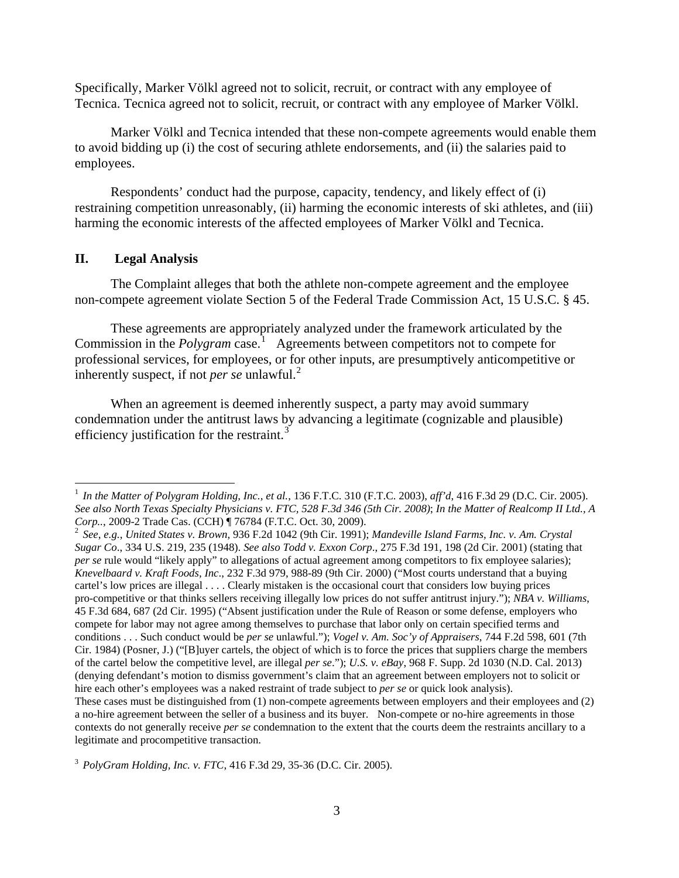Specifically, Marker Völkl agreed not to solicit, recruit, or contract with any employee of Tecnica. Tecnica agreed not to solicit, recruit, or contract with any employee of Marker Völkl.

Marker Völkl and Tecnica intended that these non-compete agreements would enable them to avoid bidding up (i) the cost of securing athlete endorsements, and (ii) the salaries paid to employees.

Respondents' conduct had the purpose, capacity, tendency, and likely effect of (i) restraining competition unreasonably, (ii) harming the economic interests of ski athletes, and (iii) harming the economic interests of the affected employees of Marker Völkl and Tecnica.

## II. Legal Analysis

The Complaint alleges that both the athlete non-compete agreement and the employee non-compete agreement violate Section 5 of the Federal Trade Commission Act, 15 U.S.C. § 45.

These agreements are appropriately analyzed under the framework articulated by the Commission in the *Polygram* case.[1] Agreements between competitors not to compete for professional services, for employees, or for other inputs, are presumptively anticompetitive or inherently suspect, if not *per se* unlawful.[2]

When an agreement is deemed inherently suspect, a party may avoid summary condemnation under the antitrust laws by advancing a legitimate (cognizable and plausible) efficiency justification for the restraint.[3]

---

[1] *In the Matter of Polygram Holding, Inc., et al.*, 136 F.T.C. 310 (F.T.C. 2003), *aff'd*, 416 F.3d 29 (D.C. Cir. 2005). *See also North Texas Specialty Physicians v. FTC, 528 F.3d 346 (5th Cir. 2008)*; *In the Matter of Realcomp II Ltd., A Corp.*., 2009-2 Trade Cas. (CCH) ¶ 76784 (F.T.C. Oct. 30, 2009).

[2] *See, e.g., United States v. Brown*, 936 F.2d 1042 (9th Cir. 1991); *Mandeville Island Farms, Inc. v. Am. Crystal Sugar Co*., 334 U.S. 219, 235 (1948). *See also Todd v. Exxon Corp*., 275 F.3d 191, 198 (2d Cir. 2001) (stating that *per se* rule would "likely apply" to allegations of actual agreement among competitors to fix employee salaries); *Knevelbaard v. Kraft Foods, Inc*., 232 F.3d 979, 988-89 (9th Cir. 2000) ("Most courts understand that a buying cartel's low prices are illegal . . . . Clearly mistaken is the occasional court that considers low buying prices pro-competitive or that thinks sellers receiving illegally low prices do not suffer antitrust injury."); *NBA v. Williams*, 45 F.3d 684, 687 (2d Cir. 1995) ("Absent justification under the Rule of Reason or some defense, employers who compete for labor may not agree among themselves to purchase that labor only on certain specified terms and conditions . . . Such conduct would be *per se* unlawful."); *Vogel v. Am. Soc'y of Appraisers*, 744 F.2d 598, 601 (7th Cir. 1984) (Posner, J.) ("[B]uyer cartels, the object of which is to force the prices that suppliers charge the members of the cartel below the competitive level, are illegal *per se*."); *U.S. v. eBay*, 968 F. Supp. 2d 1030 (N.D. Cal. 2013) (denying defendant's motion to dismiss government's claim that an agreement between employers not to solicit or hire each other's employees was a naked restraint of trade subject to *per se* or quick look analysis).
These cases must be distinguished from (1) non-compete agreements between employers and their employees and (2) a no-hire agreement between the seller of a business and its buyer. Non-compete or no-hire agreements in those contexts do not generally receive *per se* condemnation to the extent that the courts deem the restraints ancillary to a legitimate and procompetitive transaction.

[3] *PolyGram Holding, Inc. v. FTC*, 416 F.3d 29, 35-36 (D.C. Cir. 2005).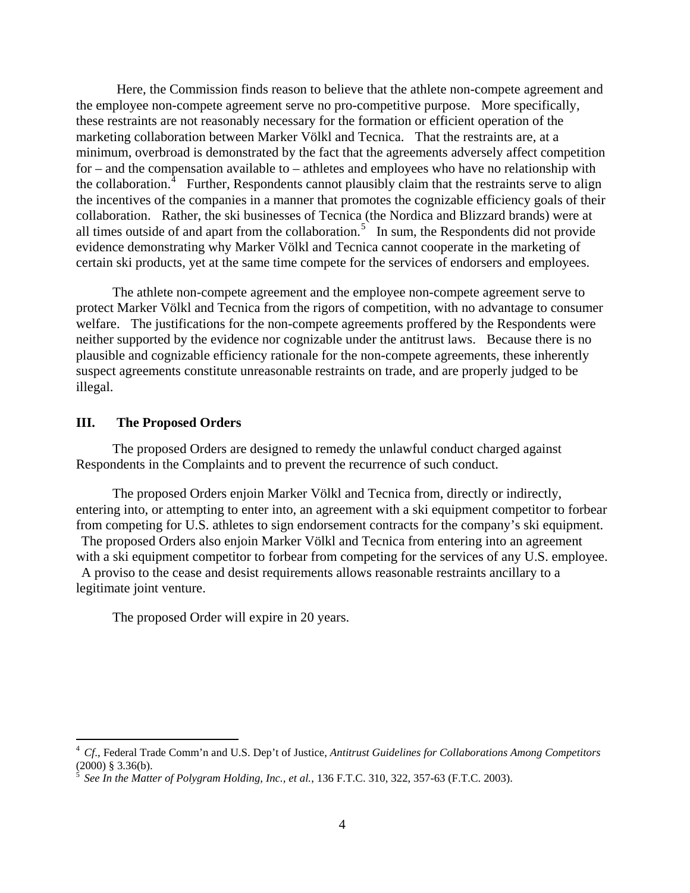Here, the Commission finds reason to believe that the athlete non-compete agreement and the employee non-compete agreement serve no pro-competitive purpose. More specifically, these restraints are not reasonably necessary for the formation or efficient operation of the marketing collaboration between Marker Völkl and Tecnica. That the restraints are, at a minimum, overbroad is demonstrated by the fact that the agreements adversely affect competition for – and the compensation available to – athletes and employees who have no relationship with the collaboration.[4] Further, Respondents cannot plausibly claim that the restraints serve to align the incentives of the companies in a manner that promotes the cognizable efficiency goals of their collaboration. Rather, the ski businesses of Tecnica (the Nordica and Blizzard brands) were at all times outside of and apart from the collaboration.[5] In sum, the Respondents did not provide evidence demonstrating why Marker Völkl and Tecnica cannot cooperate in the marketing of certain ski products, yet at the same time compete for the services of endorsers and employees.

The athlete non-compete agreement and the employee non-compete agreement serve to protect Marker Völkl and Tecnica from the rigors of competition, with no advantage to consumer welfare. The justifications for the non-compete agreements proffered by the Respondents were neither supported by the evidence nor cognizable under the antitrust laws. Because there is no plausible and cognizable efficiency rationale for the non-compete agreements, these inherently suspect agreements constitute unreasonable restraints on trade, and are properly judged to be illegal.

## III. The Proposed Orders

The proposed Orders are designed to remedy the unlawful conduct charged against Respondents in the Complaints and to prevent the recurrence of such conduct.

The proposed Orders enjoin Marker Völkl and Tecnica from, directly or indirectly, entering into, or attempting to enter into, an agreement with a ski equipment competitor to forbear from competing for U.S. athletes to sign endorsement contracts for the company's ski equipment. The proposed Orders also enjoin Marker Völkl and Tecnica from entering into an agreement with a ski equipment competitor to forbear from competing for the services of any U.S. employee. A proviso to the cease and desist requirements allows reasonable restraints ancillary to a legitimate joint venture.

The proposed Order will expire in 20 years.

---

[4] *Cf*., Federal Trade Comm'n and U.S. Dep't of Justice, *Antitrust Guidelines for Collaborations Among Competitors* (2000) § 3.36(b).

[5] *See In the Matter of Polygram Holding, Inc., et al.*, 136 F.T.C. 310, 322, 357-63 (F.T.C. 2003).